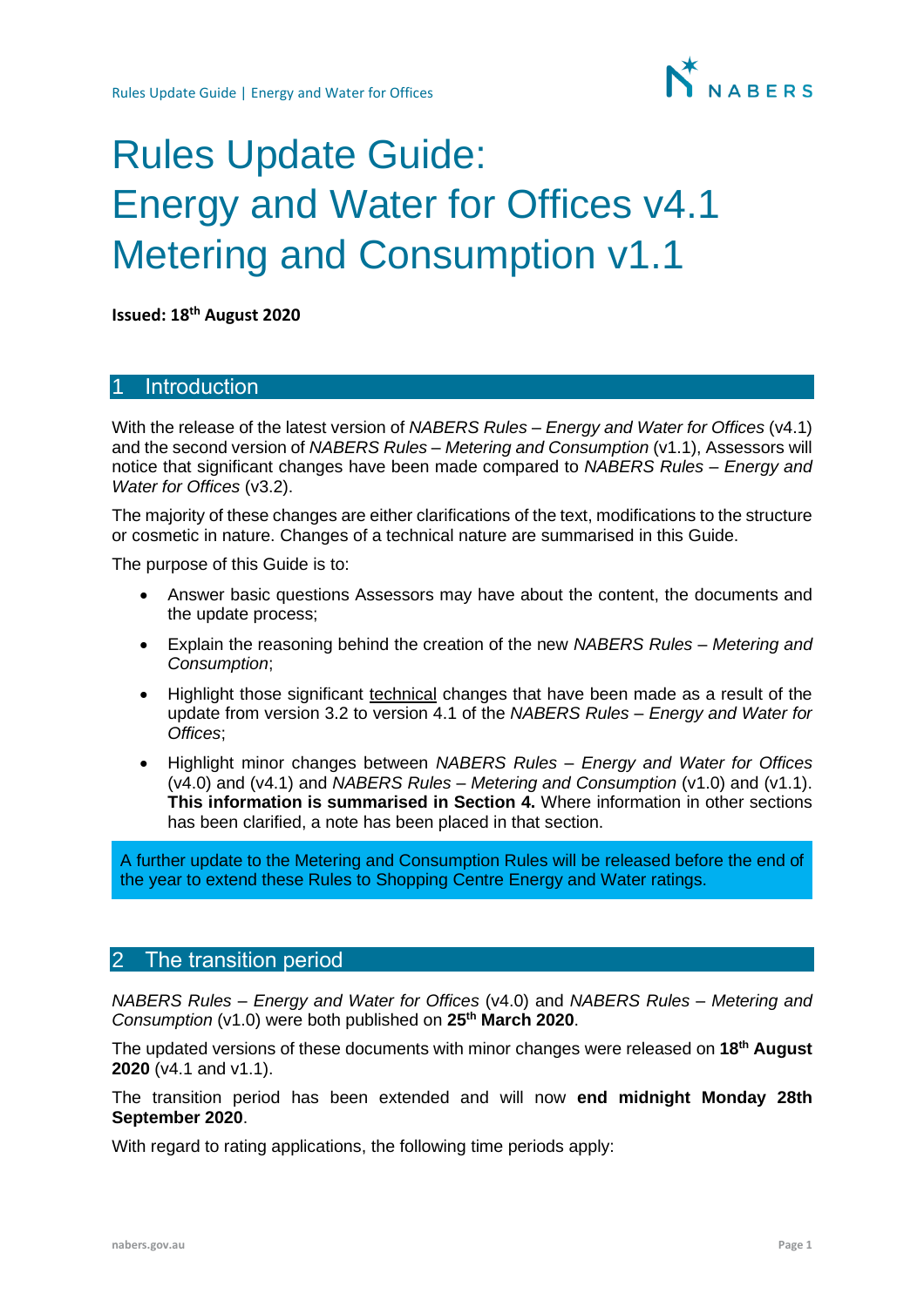# Rules Update Guide: Energy and Water for Offices v4.1 Metering and Consumption v1.1

**Issued: 18th August 2020**

## 1 Introduction

With the release of the latest version of *NABERS Rules – Energy and Water for Offices* (v4.1) and the second version of *NABERS Rules – Metering and Consumption* (v1.1), Assessors will notice that significant changes have been made compared to *NABERS Rules – Energy and Water for Offices* (v3.2).

The majority of these changes are either clarifications of the text, modifications to the structure or cosmetic in nature. Changes of a technical nature are summarised in this Guide.

The purpose of this Guide is to:

- Answer basic questions Assessors may have about the content, the documents and the update process;
- Explain the reasoning behind the creation of the new *NABERS Rules – Metering and Consumption*;
- Highlight those significant technical changes that have been made as a result of the update from version 3.2 to version 4.1 of the *NABERS Rules – Energy and Water for Offices*;
- Highlight minor changes between *NABERS Rules – Energy and Water for Offices* (v4.0) and (v4.1) and *NABERS Rules – Metering and Consumption* (v1.0) and (v1.1). **This information is summarised in Section 4.** Where information in other sections has been clarified, a note has been placed in that section.

A further update to the Metering and Consumption Rules will be released before the end of the year to extend these Rules to Shopping Centre Energy and Water ratings.

## 2 The transition period

*NABERS Rules – Energy and Water for Offices* (v4.0) and *NABERS Rules – Metering and Consumption* (v1.0) were both published on **25th March 2020**.

The updated versions of these documents with minor changes were released on **18th August 2020** (v4.1 and v1.1).

The transition period has been extended and will now **end midnight Monday 28th September 2020**.

With regard to rating applications, the following time periods apply: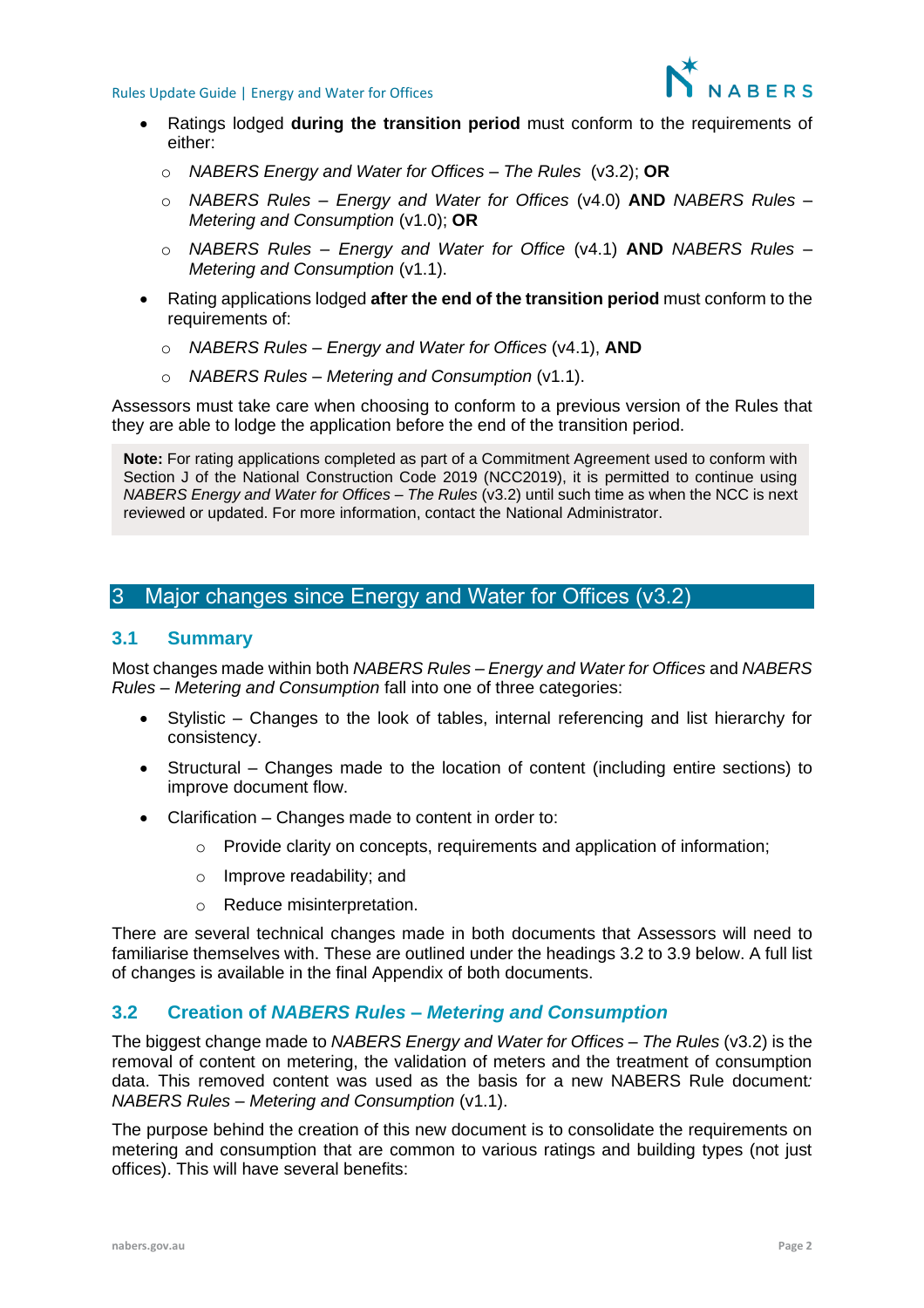- Ratings lodged **during the transition period** must conform to the requirements of either:
  - *NABERS Energy and Water for Offices – The Rules* (v3.2); **OR**
  - *NABERS Rules – Energy and Water for Offices* (v4.0) **AND** *NABERS Rules – Metering and Consumption* (v1.0); **OR**
  - *NABERS Rules – Energy and Water for Office* (v4.1) **AND** *NABERS Rules – Metering and Consumption* (v1.1).
- Rating applications lodged **after the end of the transition period** must conform to the requirements of:
  - *NABERS Rules – Energy and Water for Offices* (v4.1), **AND**
  - *NABERS Rules – Metering and Consumption* (v1.1).

Assessors must take care when choosing to conform to a previous version of the Rules that they are able to lodge the application before the end of the transition period.

> **Note:** For rating applications completed as part of a Commitment Agreement used to conform with Section J of the National Construction Code 2019 (NCC2019), it is permitted to continue using *NABERS Energy and Water for Offices – The Rules* (v3.2) until such time as when the NCC is next reviewed or updated. For more information, contact the National Administrator.

# 3 Major changes since Energy and Water for Offices (v3.2)

## 3.1 Summary

Most changes made within both *NABERS Rules – Energy and Water for Offices* and *NABERS Rules – Metering and Consumption* fall into one of three categories:

- Stylistic – Changes to the look of tables, internal referencing and list hierarchy for consistency.
- Structural – Changes made to the location of content (including entire sections) to improve document flow.
- Clarification – Changes made to content in order to:
  - Provide clarity on concepts, requirements and application of information;
  - Improve readability; and
  - Reduce misinterpretation.

There are several technical changes made in both documents that Assessors will need to familiarise themselves with. These are outlined under the headings 3.2 to 3.9 below. A full list of changes is available in the final Appendix of both documents.

## 3.2 Creation of *NABERS Rules – Metering and Consumption*

The biggest change made to *NABERS Energy and Water for Offices – The Rules* (v3.2) is the removal of content on metering, the validation of meters and the treatment of consumption data. This removed content was used as the basis for a new NABERS Rule document: *NABERS Rules – Metering and Consumption* (v1.1).

The purpose behind the creation of this new document is to consolidate the requirements on metering and consumption that are common to various ratings and building types (not just offices). This will have several benefits: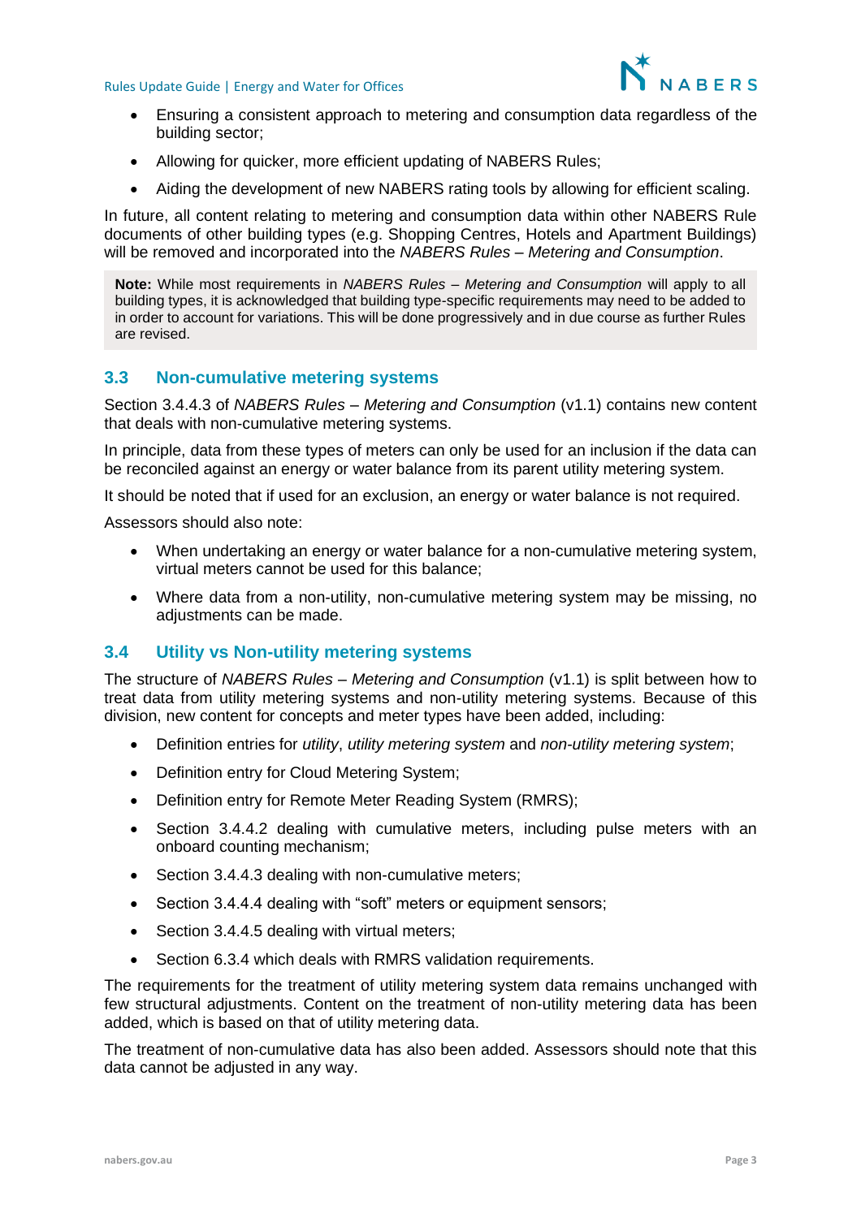- Ensuring a consistent approach to metering and consumption data regardless of the building sector;
- Allowing for quicker, more efficient updating of NABERS Rules;
- Aiding the development of new NABERS rating tools by allowing for efficient scaling.

In future, all content relating to metering and consumption data within other NABERS Rule documents of other building types (e.g. Shopping Centres, Hotels and Apartment Buildings) will be removed and incorporated into the *NABERS Rules – Metering and Consumption*.

> **Note:** While most requirements in *NABERS Rules – Metering and Consumption* will apply to all building types, it is acknowledged that building type-specific requirements may need to be added to in order to account for variations. This will be done progressively and in due course as further Rules are revised.

## 3.3 Non-cumulative metering systems

Section 3.4.4.3 of *NABERS Rules – Metering and Consumption* (v1.1) contains new content that deals with non-cumulative metering systems.

In principle, data from these types of meters can only be used for an inclusion if the data can be reconciled against an energy or water balance from its parent utility metering system.

It should be noted that if used for an exclusion, an energy or water balance is not required.

Assessors should also note:

- When undertaking an energy or water balance for a non-cumulative metering system, virtual meters cannot be used for this balance;
- Where data from a non-utility, non-cumulative metering system may be missing, no adjustments can be made.

## 3.4 Utility vs Non-utility metering systems

The structure of *NABERS Rules – Metering and Consumption* (v1.1) is split between how to treat data from utility metering systems and non-utility metering systems. Because of this division, new content for concepts and meter types have been added, including:

- Definition entries for *utility*, *utility metering system* and *non-utility metering system*;
- Definition entry for Cloud Metering System;
- Definition entry for Remote Meter Reading System (RMRS);
- Section 3.4.4.2 dealing with cumulative meters, including pulse meters with an onboard counting mechanism;
- Section 3.4.4.3 dealing with non-cumulative meters;
- Section 3.4.4.4 dealing with "soft" meters or equipment sensors;
- Section 3.4.4.5 dealing with virtual meters;
- Section 6.3.4 which deals with RMRS validation requirements.

The requirements for the treatment of utility metering system data remains unchanged with few structural adjustments. Content on the treatment of non-utility metering data has been added, which is based on that of utility metering data.

The treatment of non-cumulative data has also been added. Assessors should note that this data cannot be adjusted in any way.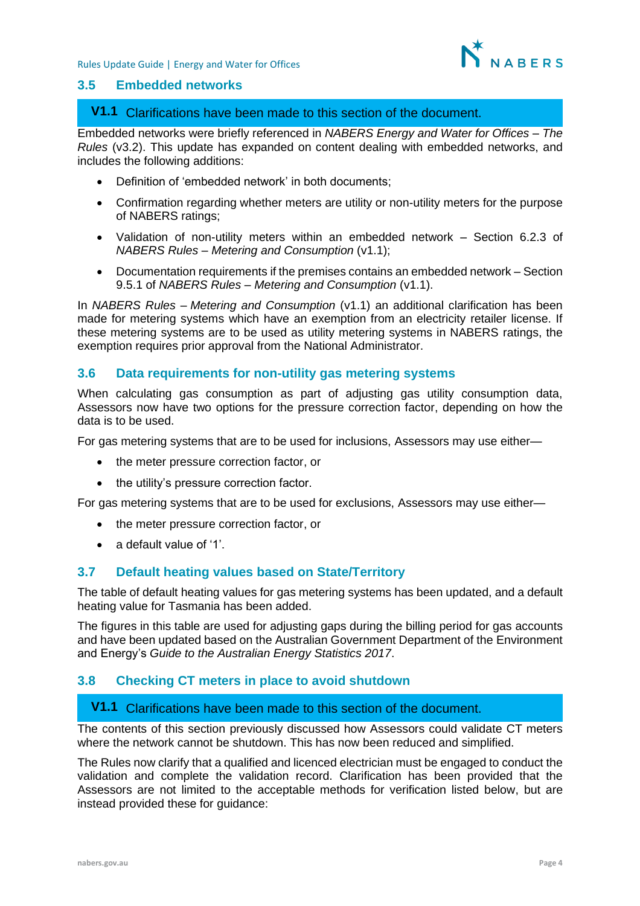## 3.5 Embedded networks

**V1.1** Clarifications have been made to this section of the document.

Embedded networks were briefly referenced in *NABERS Energy and Water for Offices – The Rules* (v3.2). This update has expanded on content dealing with embedded networks, and includes the following additions:

- Definition of 'embedded network' in both documents;
- Confirmation regarding whether meters are utility or non-utility meters for the purpose of NABERS ratings;
- Validation of non-utility meters within an embedded network – Section 6.2.3 of *NABERS Rules – Metering and Consumption* (v1.1);
- Documentation requirements if the premises contains an embedded network – Section 9.5.1 of *NABERS Rules – Metering and Consumption* (v1.1).

In *NABERS Rules – Metering and Consumption* (v1.1) an additional clarification has been made for metering systems which have an exemption from an electricity retailer license. If these metering systems are to be used as utility metering systems in NABERS ratings, the exemption requires prior approval from the National Administrator.

## 3.6 Data requirements for non-utility gas metering systems

When calculating gas consumption as part of adjusting gas utility consumption data, Assessors now have two options for the pressure correction factor, depending on how the data is to be used.

For gas metering systems that are to be used for inclusions, Assessors may use either—

- the meter pressure correction factor, or
- the utility's pressure correction factor.

For gas metering systems that are to be used for exclusions, Assessors may use either—

- the meter pressure correction factor, or
- a default value of '1'.

## 3.7 Default heating values based on State/Territory

The table of default heating values for gas metering systems has been updated, and a default heating value for Tasmania has been added.

The figures in this table are used for adjusting gaps during the billing period for gas accounts and have been updated based on the Australian Government Department of the Environment and Energy's *Guide to the Australian Energy Statistics 2017*.

## 3.8 Checking CT meters in place to avoid shutdown

**V1.1** Clarifications have been made to this section of the document.

The contents of this section previously discussed how Assessors could validate CT meters where the network cannot be shutdown. This has now been reduced and simplified.

The Rules now clarify that a qualified and licenced electrician must be engaged to conduct the validation and complete the validation record. Clarification has been provided that the Assessors are not limited to the acceptable methods for verification listed below, but are instead provided these for guidance: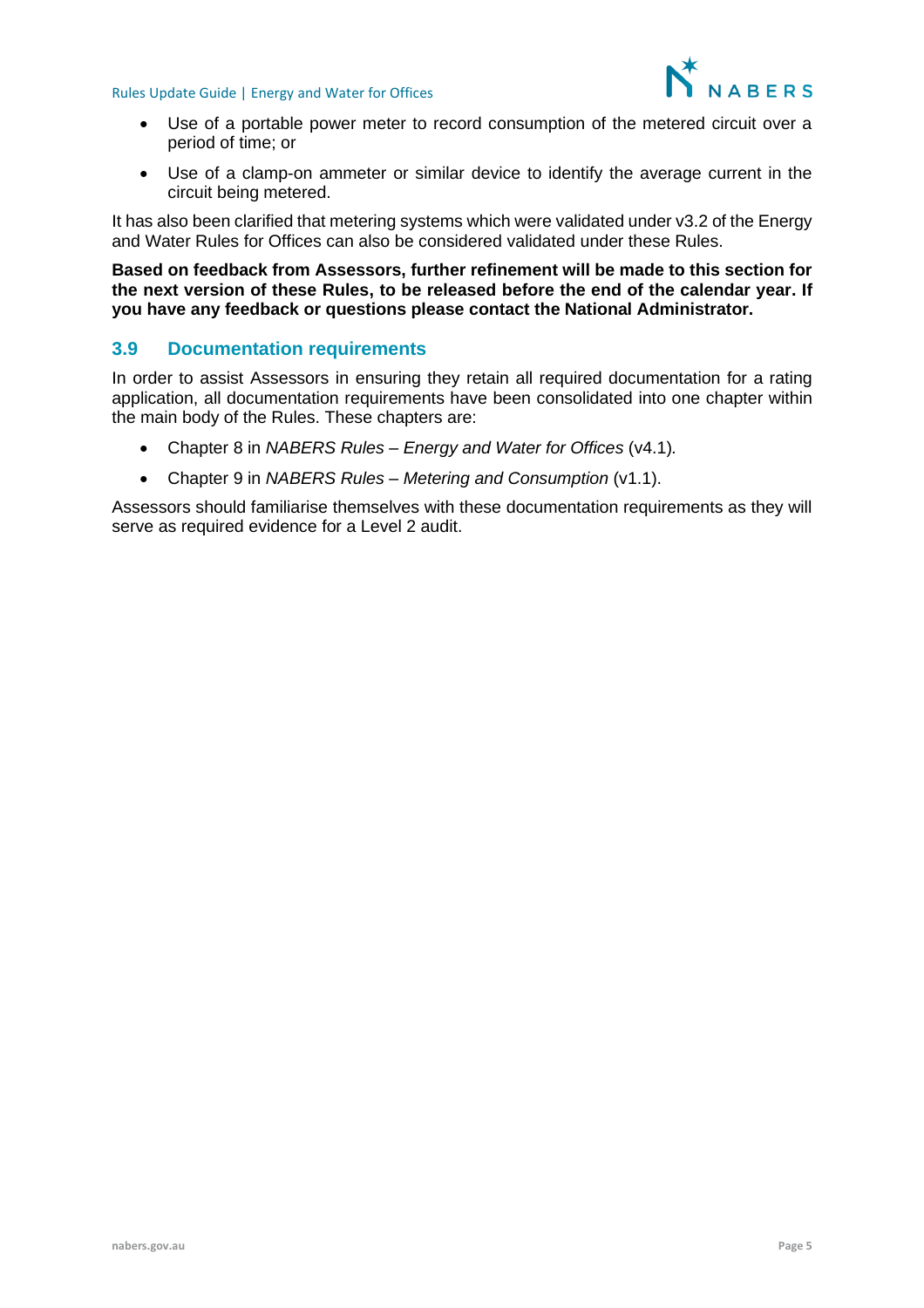- Use of a portable power meter to record consumption of the metered circuit over a period of time; or
- Use of a clamp-on ammeter or similar device to identify the average current in the circuit being metered.

It has also been clarified that metering systems which were validated under v3.2 of the Energy and Water Rules for Offices can also be considered validated under these Rules.

**Based on feedback from Assessors, further refinement will be made to this section for the next version of these Rules, to be released before the end of the calendar year. If you have any feedback or questions please contact the National Administrator.**

## 3.9 Documentation requirements

In order to assist Assessors in ensuring they retain all required documentation for a rating application, all documentation requirements have been consolidated into one chapter within the main body of the Rules. These chapters are:

- Chapter 8 in *NABERS Rules – Energy and Water for Offices* (v4.1)*.*
- Chapter 9 in *NABERS Rules – Metering and Consumption* (v1.1).

Assessors should familiarise themselves with these documentation requirements as they will serve as required evidence for a Level 2 audit.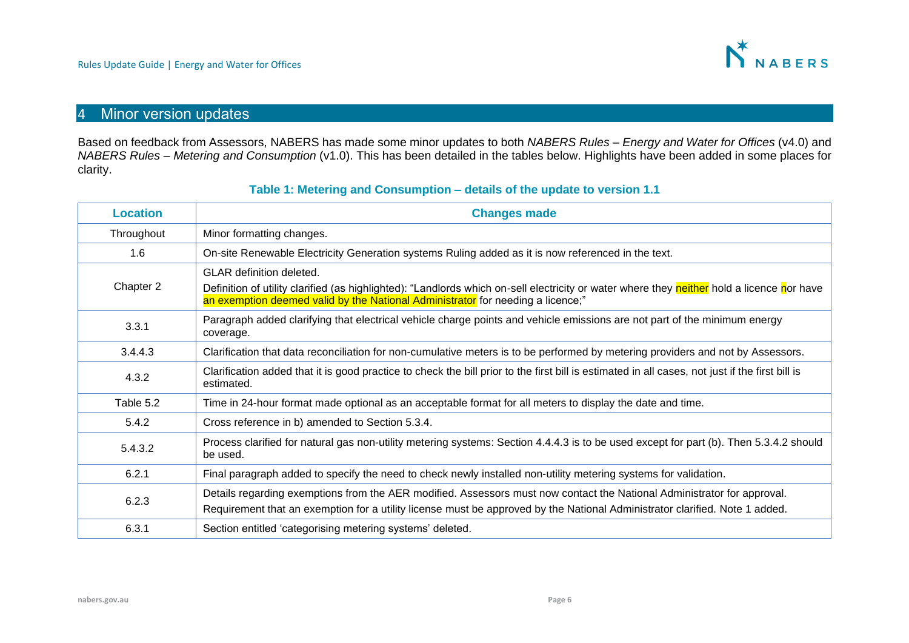# 4 Minor version updates

Based on feedback from Assessors, NABERS has made some minor updates to both *NABERS Rules – Energy and Water for Offices* (v4.0) and *NABERS Rules – Metering and Consumption* (v1.0). This has been detailed in the tables below. Highlights have been added in some places for clarity.

**Table 1: Metering and Consumption – details of the update to version 1.1**

| Location | Changes made |
|---|---|
| Throughout | Minor formatting changes. |
| 1.6 | On-site Renewable Electricity Generation systems Ruling added as it is now referenced in the text. |
| Chapter 2 | GLAR definition deleted. Definition of utility clarified (as highlighted): "Landlords which on-sell electricity or water where they neither hold a licence nor have an exemption deemed valid by the National Administrator for needing a licence;" |
| 3.3.1 | Paragraph added clarifying that electrical vehicle charge points and vehicle emissions are not part of the minimum energy coverage. |
| 3.4.4.3 | Clarification that data reconciliation for non-cumulative meters is to be performed by metering providers and not by Assessors. |
| 4.3.2 | Clarification added that it is good practice to check the bill prior to the first bill is estimated in all cases, not just if the first bill is estimated. |
| Table 5.2 | Time in 24-hour format made optional as an acceptable format for all meters to display the date and time. |
| 5.4.2 | Cross reference in b) amended to Section 5.3.4. |
| 5.4.3.2 | Process clarified for natural gas non-utility metering systems: Section 4.4.4.3 is to be used except for part (b). Then 5.3.4.2 should be used. |
| 6.2.1 | Final paragraph added to specify the need to check newly installed non-utility metering systems for validation. |
| 6.2.3 | Details regarding exemptions from the AER modified. Assessors must now contact the National Administrator for approval. Requirement that an exemption for a utility license must be approved by the National Administrator clarified. Note 1 added. |
| 6.3.1 | Section entitled 'categorising metering systems' deleted. |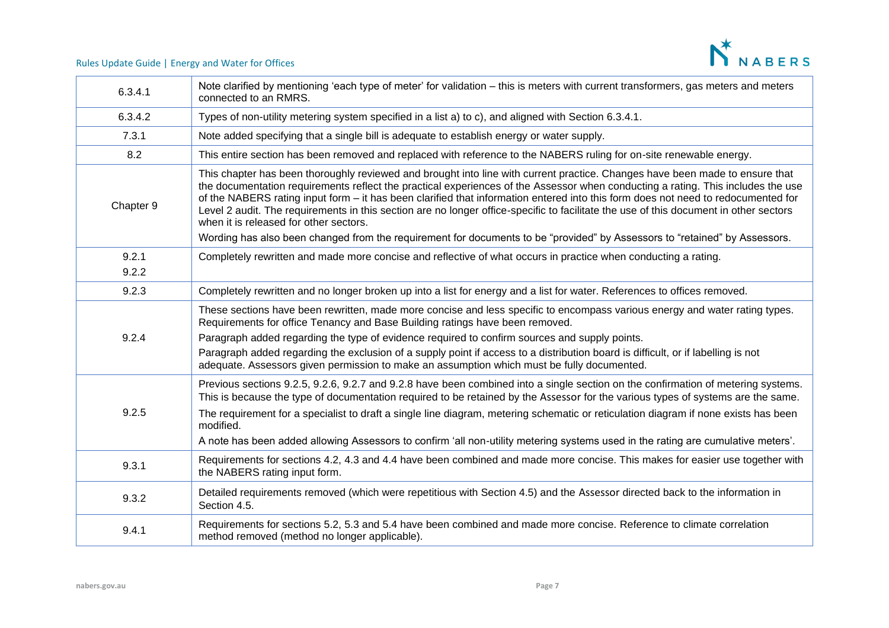| | |
|---|---|
| 6.3.4.1 | Note clarified by mentioning 'each type of meter' for validation – this is meters with current transformers, gas meters and meters connected to an RMRS. |
| 6.3.4.2 | Types of non-utility metering system specified in a list a) to c), and aligned with Section 6.3.4.1. |
| 7.3.1 | Note added specifying that a single bill is adequate to establish energy or water supply. |
| 8.2 | This entire section has been removed and replaced with reference to the NABERS ruling for on-site renewable energy. |
| Chapter 9 | This chapter has been thoroughly reviewed and brought into line with current practice. Changes have been made to ensure that the documentation requirements reflect the practical experiences of the Assessor when conducting a rating. This includes the use of the NABERS rating input form – it has been clarified that information entered into this form does not need to redocumented for Level 2 audit. The requirements in this section are no longer office-specific to facilitate the use of this document in other sectors when it is released for other sectors.<br>Wording has also been changed from the requirement for documents to be "provided" by Assessors to "retained" by Assessors. |
| 9.2.1<br>9.2.2 | Completely rewritten and made more concise and reflective of what occurs in practice when conducting a rating. |
| 9.2.3 | Completely rewritten and no longer broken up into a list for energy and a list for water. References to offices removed. |
| 9.2.4 | These sections have been rewritten, made more concise and less specific to encompass various energy and water rating types. Requirements for office Tenancy and Base Building ratings have been removed.<br>Paragraph added regarding the type of evidence required to confirm sources and supply points.<br>Paragraph added regarding the exclusion of a supply point if access to a distribution board is difficult, or if labelling is not adequate. Assessors given permission to make an assumption which must be fully documented. |
| 9.2.5 | Previous sections 9.2.5, 9.2.6, 9.2.7 and 9.2.8 have been combined into a single section on the confirmation of metering systems. This is because the type of documentation required to be retained by the Assessor for the various types of systems are the same.<br>The requirement for a specialist to draft a single line diagram, metering schematic or reticulation diagram if none exists has been modified.<br>A note has been added allowing Assessors to confirm 'all non-utility metering systems used in the rating are cumulative meters'. |
| 9.3.1 | Requirements for sections 4.2, 4.3 and 4.4 have been combined and made more concise. This makes for easier use together with the NABERS rating input form. |
| 9.3.2 | Detailed requirements removed (which were repetitious with Section 4.5) and the Assessor directed back to the information in Section 4.5. |
| 9.4.1 | Requirements for sections 5.2, 5.3 and 5.4 have been combined and made more concise. Reference to climate correlation method removed (method no longer applicable). |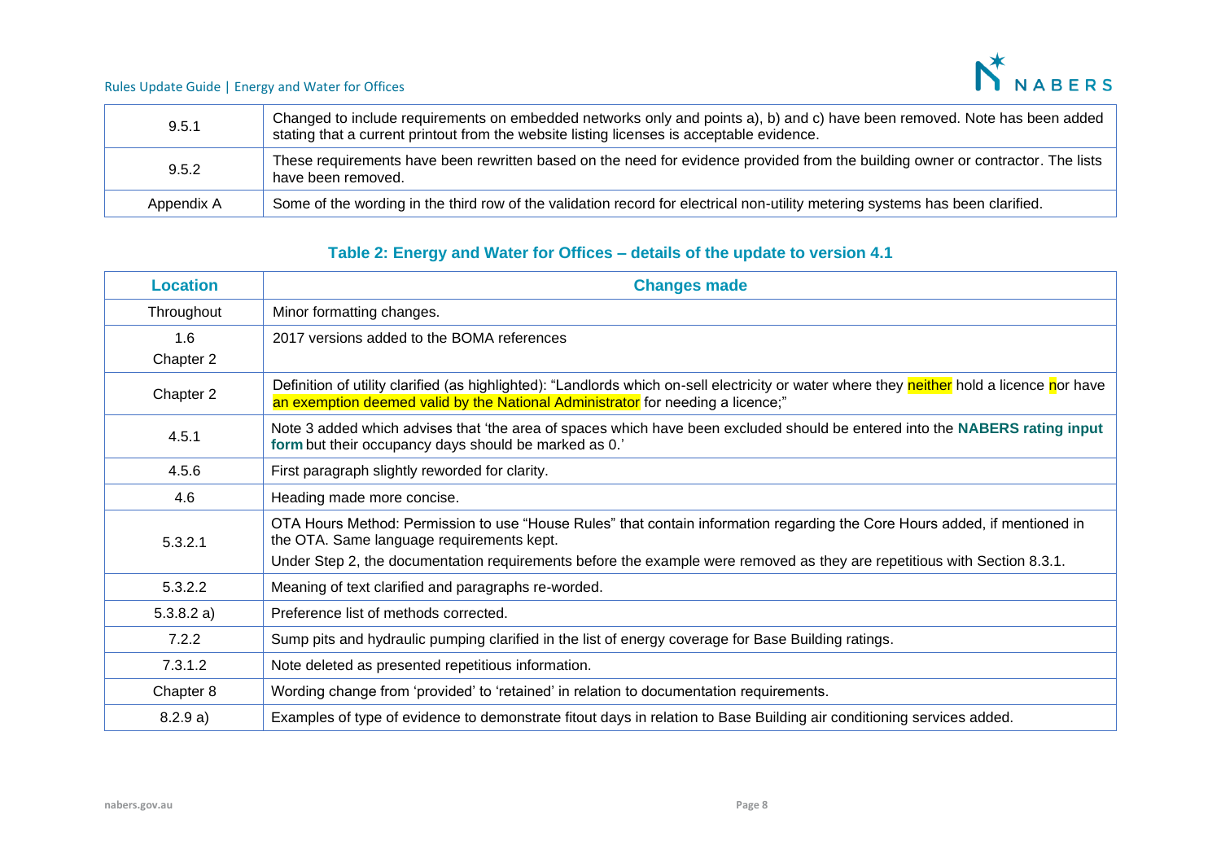| 9.5.1 | Changed to include requirements on embedded networks only and points a), b) and c) have been removed. Note has been added stating that a current printout from the website listing licenses is acceptable evidence. |
| --- | --- |
| 9.5.2 | These requirements have been rewritten based on the need for evidence provided from the building owner or contractor. The lists have been removed. |
| Appendix A | Some of the wording in the third row of the validation record for electrical non-utility metering systems has been clarified. |

### Table 2: Energy and Water for Offices – details of the update to version 4.1

| Location | Changes made |
| --- | --- |
| Throughout | Minor formatting changes. |
| 1.6<br>Chapter 2 | 2017 versions added to the BOMA references |
| Chapter 2 | Definition of utility clarified (as highlighted): "Landlords which on-sell electricity or water where they neither hold a licence nor have an exemption deemed valid by the National Administrator for needing a licence;" |
| 4.5.1 | Note 3 added which advises that 'the area of spaces which have been excluded should be entered into the **NABERS rating input form** but their occupancy days should be marked as 0.' |
| 4.5.6 | First paragraph slightly reworded for clarity. |
| 4.6 | Heading made more concise. |
| 5.3.2.1 | OTA Hours Method: Permission to use "House Rules" that contain information regarding the Core Hours added, if mentioned in the OTA. Same language requirements kept.<br>Under Step 2, the documentation requirements before the example were removed as they are repetitious with Section 8.3.1. |
| 5.3.2.2 | Meaning of text clarified and paragraphs re-worded. |
| 5.3.8.2 a) | Preference list of methods corrected. |
| 7.2.2 | Sump pits and hydraulic pumping clarified in the list of energy coverage for Base Building ratings. |
| 7.3.1.2 | Note deleted as presented repetitious information. |
| Chapter 8 | Wording change from 'provided' to 'retained' in relation to documentation requirements. |
| 8.2.9 a) | Examples of type of evidence to demonstrate fitout days in relation to Base Building air conditioning services added. |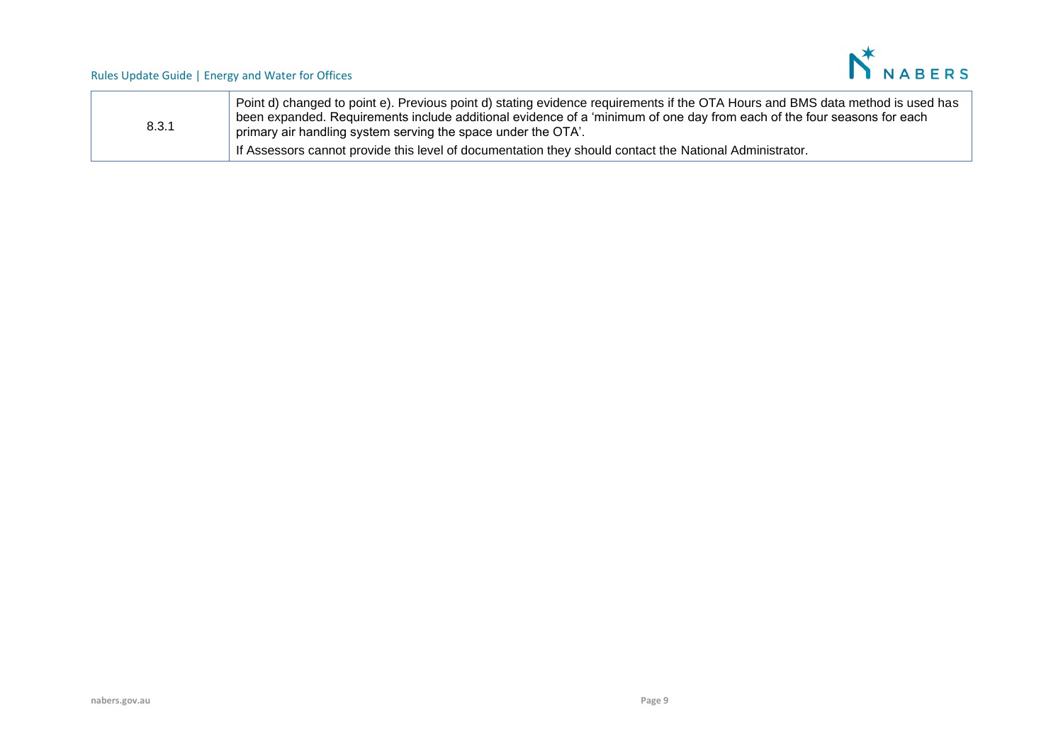| 8.3.1 | Point d) changed to point e). Previous point d) stating evidence requirements if the OTA Hours and BMS data method is used has been expanded. Requirements include additional evidence of a 'minimum of one day from each of the four seasons for each primary air handling system serving the space under the OTA'.<br><br>If Assessors cannot provide this level of documentation they should contact the National Administrator. |
|---|---|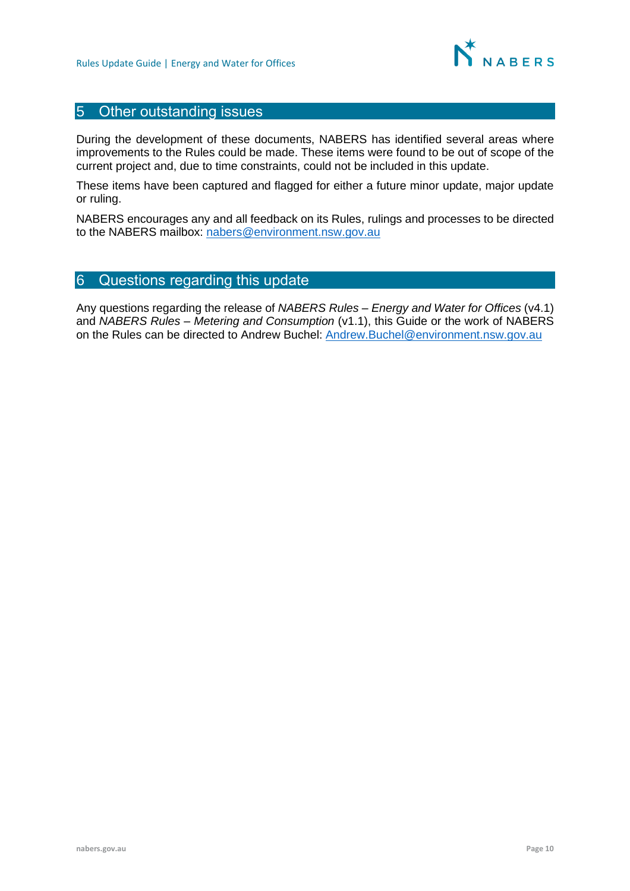## 5 Other outstanding issues

During the development of these documents, NABERS has identified several areas where improvements to the Rules could be made. These items were found to be out of scope of the current project and, due to time constraints, could not be included in this update.

These items have been captured and flagged for either a future minor update, major update or ruling.

NABERS encourages any and all feedback on its Rules, rulings and processes to be directed to the NABERS mailbox: nabers@environment.nsw.gov.au

## 6 Questions regarding this update

Any questions regarding the release of *NABERS Rules – Energy and Water for Offices* (v4.1) and *NABERS Rules – Metering and Consumption* (v1.1), this Guide or the work of NABERS on the Rules can be directed to Andrew Buchel: Andrew.Buchel@environment.nsw.gov.au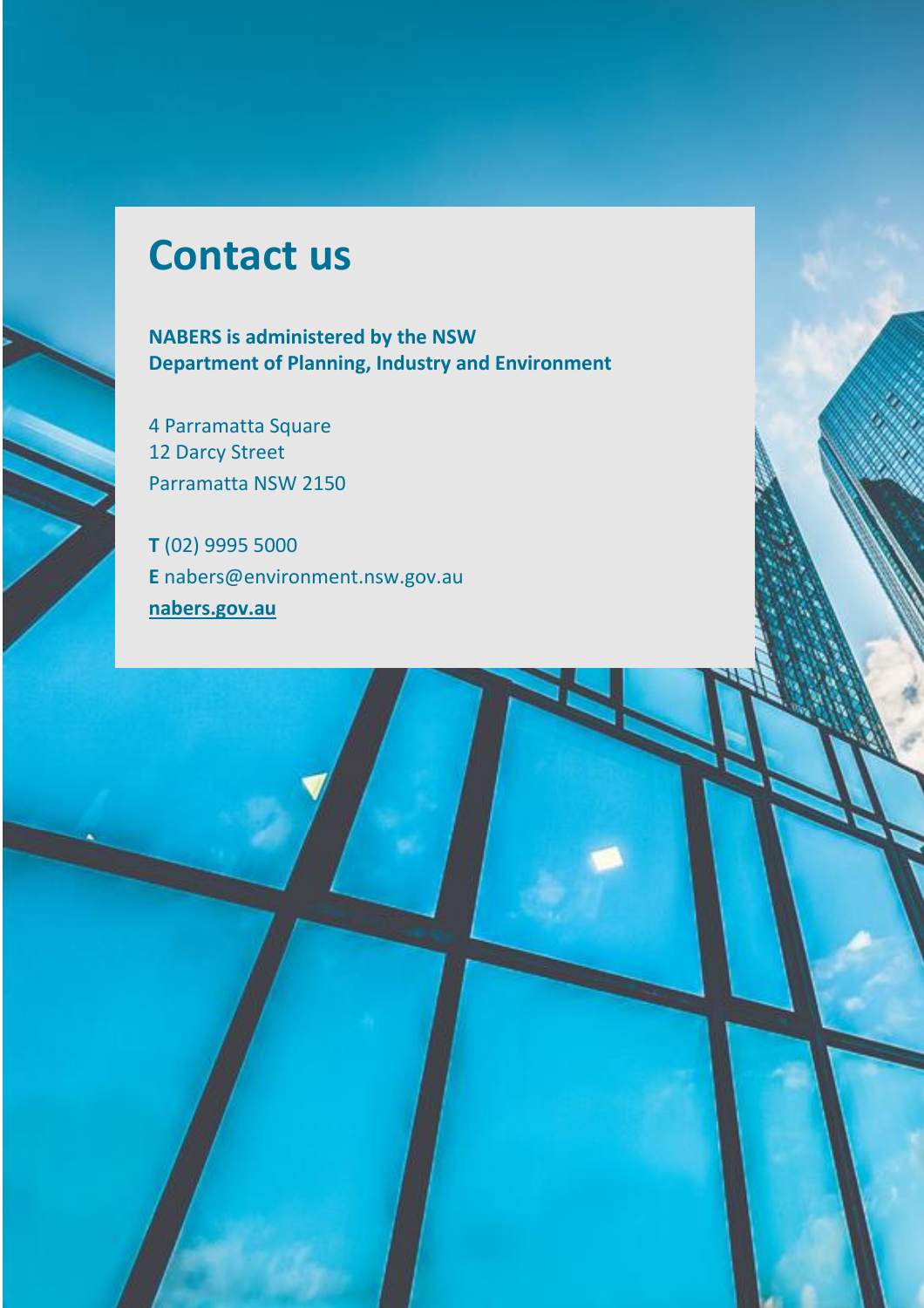# Contact us

**NABERS is administered by the NSW Department of Planning, Industry and Environment**

4 Parramatta Square
12 Darcy Street
Parramatta NSW 2150

**T** (02) 9995 5000
**E** nabers@environment.nsw.gov.au
**nabers.gov.au**